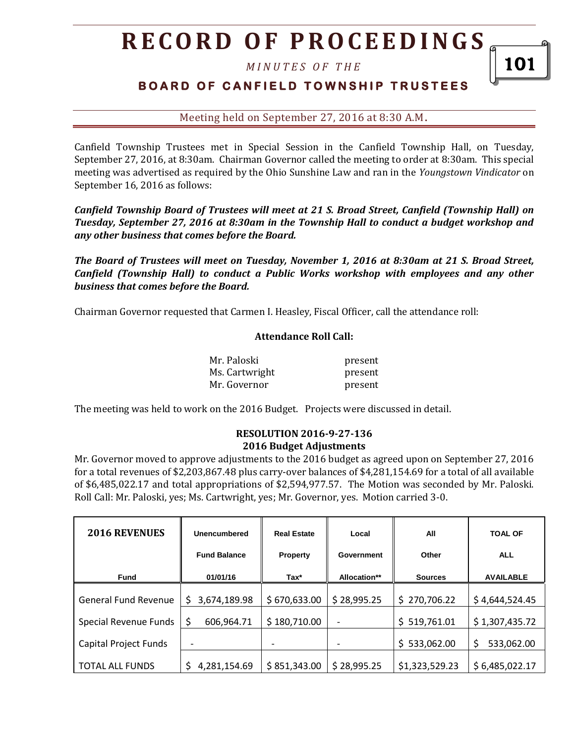# RECORD OF PROCEEDINGS

*MINUTES OF THE*

## BOARD OF CANFIELD TOWNSHIP TRUSTEES

Meeting held on September 27, 2016 at 8:30 A.M.

Canfield Township Trustees met in Special Session in the Canfield Township Hall, on Tuesday, September 27, 2016, at 8:30am. Chairman Governor called the meeting to order at 8:30am. This special meeting was advertised as required by the Ohio Sunshine Law and ran in the *Youngstown Vindicator* on September 16, 2016 as follows:

***Canfield Township Board of Trustees will meet at 21 S. Broad Street, Canfield (Township Hall) on Tuesday, September 27, 2016 at 8:30am in the Township Hall to conduct a budget workshop and any other business that comes before the Board.***

***The Board of Trustees will meet on Tuesday, November 1, 2016 at 8:30am at 21 S. Broad Street, Canfield (Township Hall) to conduct a Public Works workshop with employees and any other business that comes before the Board.***

Chairman Governor requested that Carmen I. Heasley, Fiscal Officer, call the attendance roll:

**Attendance Roll Call:**

| | |
|---|---|
| Mr. Paloski | present |
| Ms. Cartwright | present |
| Mr. Governor | present |

The meeting was held to work on the 2016 Budget. Projects were discussed in detail.

**RESOLUTION 2016-9-27-136**
**2016 Budget Adjustments**

Mr. Governor moved to approve adjustments to the 2016 budget as agreed upon on September 27, 2016 for a total revenues of $2,203,867.48 plus carry-over balances of $4,281,154.69 for a total of all available of $6,485,022.17 and total appropriations of $2,594,977.57. The Motion was seconded by Mr. Paloski. Roll Call: Mr. Paloski, yes; Ms. Cartwright, yes; Mr. Governor, yes. Motion carried 3-0.

| **2016 REVENUES** Fund | Unencumbered Fund Balance 01/01/16 | Real Estate Property Tax* | Local Government Allocation** | All Other Sources | TOAL OF ALL AVAILABLE |
|---|---|---|---|---|---|
| General Fund Revenue | $ 3,674,189.98 | $ 670,633.00 | $ 28,995.25 | $ 270,706.22 | $ 4,644,524.45 |
| Special Revenue Funds | $ 606,964.71 | $ 180,710.00 | - | $ 519,761.01 | $ 1,307,435.72 |
| Capital Project Funds | - | - | - | $ 533,062.00 | $ 533,062.00 |
| TOTAL ALL FUNDS | $ 4,281,154.69 | $ 851,343.00 | $ 28,995.25 | $1,323,529.23 | $ 6,485,022.17 |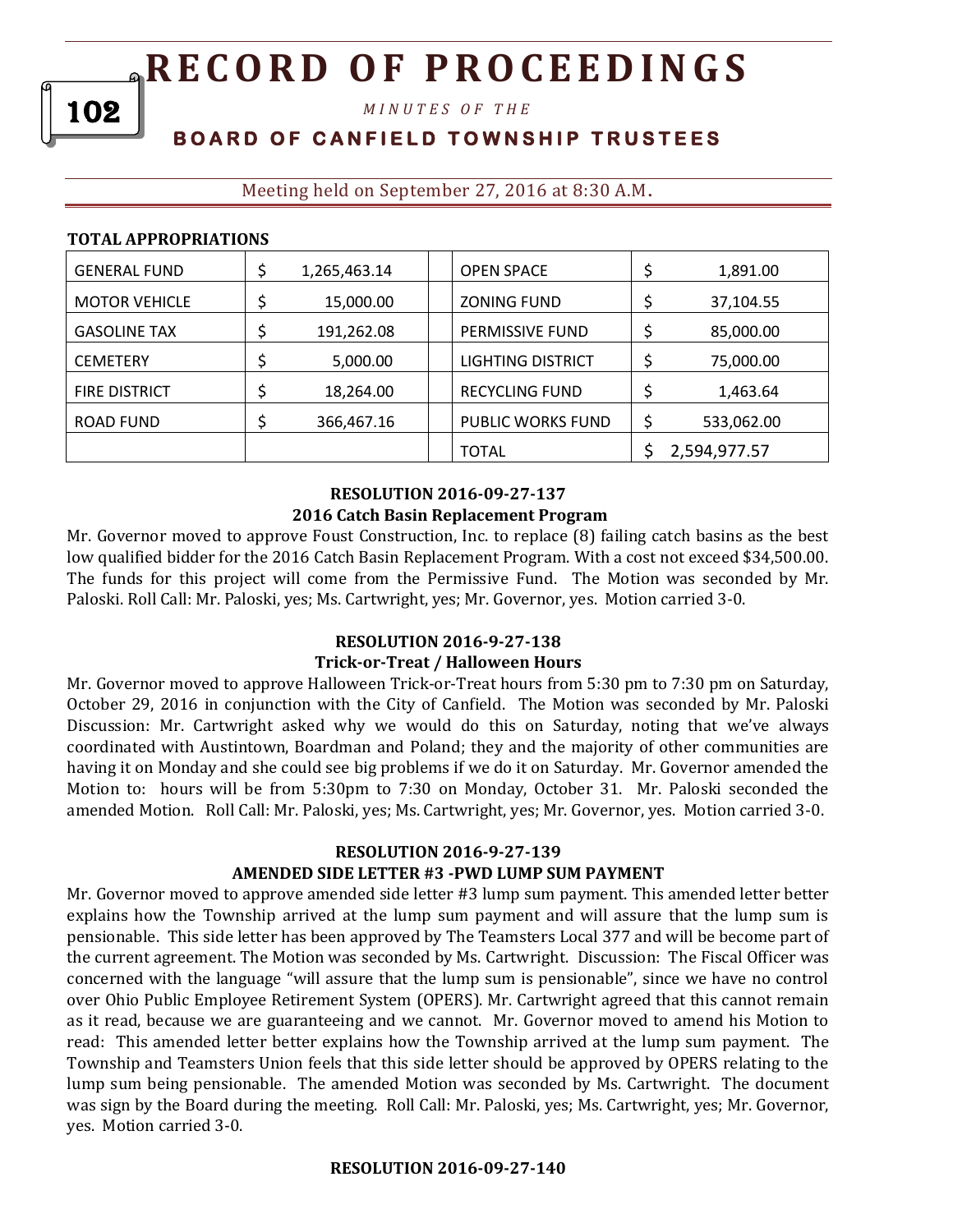**TOTAL APPROPRIATIONS**

| | | | | |
|---|---|---|---|---|
| GENERAL FUND | $ 1,265,463.14 | | OPEN SPACE | $ 1,891.00 |
| MOTOR VEHICLE | $ 15,000.00 | | ZONING FUND | $ 37,104.55 |
| GASOLINE TAX | $ 191,262.08 | | PERMISSIVE FUND | $ 85,000.00 |
| CEMETERY | $ 5,000.00 | | LIGHTING DISTRICT | $ 75,000.00 |
| FIRE DISTRICT | $ 18,264.00 | | RECYCLING FUND | $ 1,463.64 |
| ROAD FUND | $ 366,467.16 | | PUBLIC WORKS FUND | $ 533,062.00 |
| | | | TOTAL | $ 2,594,977.57 |

**RESOLUTION 2016-09-27-137**
**2016 Catch Basin Replacement Program**

Mr. Governor moved to approve Foust Construction, Inc. to replace (8) failing catch basins as the best low qualified bidder for the 2016 Catch Basin Replacement Program. With a cost not exceed $34,500.00. The funds for this project will come from the Permissive Fund. The Motion was seconded by Mr. Paloski. Roll Call: Mr. Paloski, yes; Ms. Cartwright, yes; Mr. Governor, yes. Motion carried 3-0.

**RESOLUTION 2016-9-27-138**
**Trick-or-Treat / Halloween Hours**

Mr. Governor moved to approve Halloween Trick-or-Treat hours from 5:30 pm to 7:30 pm on Saturday, October 29, 2016 in conjunction with the City of Canfield. The Motion was seconded by Mr. Paloski Discussion: Mr. Cartwright asked why we would do this on Saturday, noting that we've always coordinated with Austintown, Boardman and Poland; they and the majority of other communities are having it on Monday and she could see big problems if we do it on Saturday. Mr. Governor amended the Motion to: hours will be from 5:30pm to 7:30 on Monday, October 31. Mr. Paloski seconded the amended Motion. Roll Call: Mr. Paloski, yes; Ms. Cartwright, yes; Mr. Governor, yes. Motion carried 3-0.

**RESOLUTION 2016-9-27-139**
**AMENDED SIDE LETTER #3 -PWD LUMP SUM PAYMENT**

Mr. Governor moved to approve amended side letter #3 lump sum payment. This amended letter better explains how the Township arrived at the lump sum payment and will assure that the lump sum is pensionable. This side letter has been approved by The Teamsters Local 377 and will be become part of the current agreement. The Motion was seconded by Ms. Cartwright. Discussion: The Fiscal Officer was concerned with the language "will assure that the lump sum is pensionable", since we have no control over Ohio Public Employee Retirement System (OPERS). Mr. Cartwright agreed that this cannot remain as it read, because we are guaranteeing and we cannot. Mr. Governor moved to amend his Motion to read: This amended letter better explains how the Township arrived at the lump sum payment. The Township and Teamsters Union feels that this side letter should be approved by OPERS relating to the lump sum being pensionable. The amended Motion was seconded by Ms. Cartwright. The document was sign by the Board during the meeting. Roll Call: Mr. Paloski, yes; Ms. Cartwright, yes; Mr. Governor, yes. Motion carried 3-0.

**RESOLUTION 2016-09-27-140**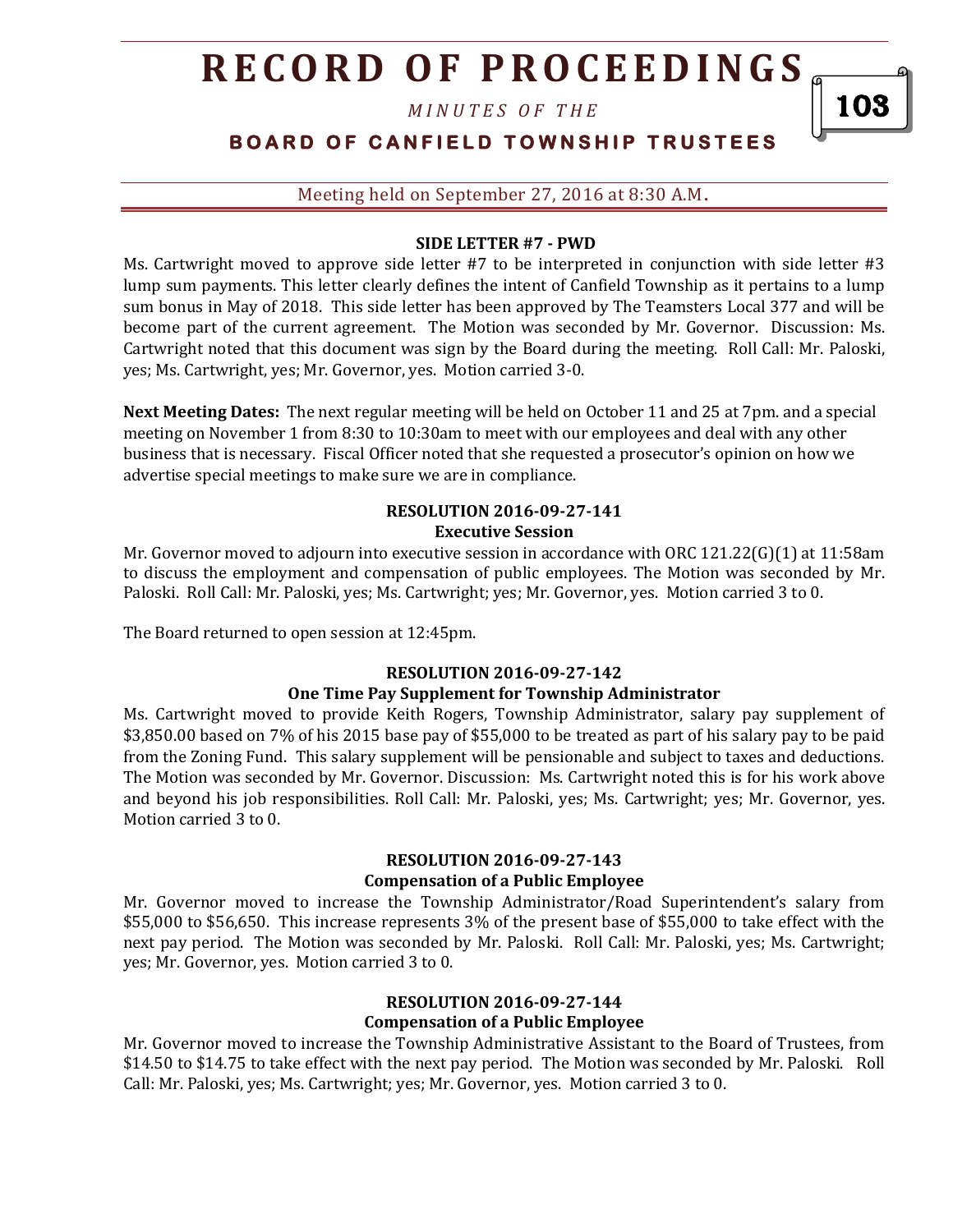**SIDE LETTER #7 - PWD**

Ms. Cartwright moved to approve side letter #7 to be interpreted in conjunction with side letter #3 lump sum payments. This letter clearly defines the intent of Canfield Township as it pertains to a lump sum bonus in May of 2018. This side letter has been approved by The Teamsters Local 377 and will be become part of the current agreement. The Motion was seconded by Mr. Governor. Discussion: Ms. Cartwright noted that this document was sign by the Board during the meeting. Roll Call: Mr. Paloski, yes; Ms. Cartwright, yes; Mr. Governor, yes. Motion carried 3-0.

**Next Meeting Dates:** The next regular meeting will be held on October 11 and 25 at 7pm. and a special meeting on November 1 from 8:30 to 10:30am to meet with our employees and deal with any other business that is necessary. Fiscal Officer noted that she requested a prosecutor's opinion on how we advertise special meetings to make sure we are in compliance.

**RESOLUTION 2016-09-27-141**
**Executive Session**

Mr. Governor moved to adjourn into executive session in accordance with ORC 121.22(G)(1) at 11:58am to discuss the employment and compensation of public employees. The Motion was seconded by Mr. Paloski. Roll Call: Mr. Paloski, yes; Ms. Cartwright; yes; Mr. Governor, yes. Motion carried 3 to 0.

The Board returned to open session at 12:45pm.

**RESOLUTION 2016-09-27-142**
**One Time Pay Supplement for Township Administrator**

Ms. Cartwright moved to provide Keith Rogers, Township Administrator, salary pay supplement of \$3,850.00 based on 7% of his 2015 base pay of \$55,000 to be treated as part of his salary pay to be paid from the Zoning Fund. This salary supplement will be pensionable and subject to taxes and deductions. The Motion was seconded by Mr. Governor. Discussion: Ms. Cartwright noted this is for his work above and beyond his job responsibilities. Roll Call: Mr. Paloski, yes; Ms. Cartwright; yes; Mr. Governor, yes. Motion carried 3 to 0.

**RESOLUTION 2016-09-27-143**
**Compensation of a Public Employee**

Mr. Governor moved to increase the Township Administrator/Road Superintendent's salary from \$55,000 to \$56,650. This increase represents 3% of the present base of \$55,000 to take effect with the next pay period. The Motion was seconded by Mr. Paloski. Roll Call: Mr. Paloski, yes; Ms. Cartwright; yes; Mr. Governor, yes. Motion carried 3 to 0.

**RESOLUTION 2016-09-27-144**
**Compensation of a Public Employee**

Mr. Governor moved to increase the Township Administrative Assistant to the Board of Trustees, from \$14.50 to \$14.75 to take effect with the next pay period. The Motion was seconded by Mr. Paloski. Roll Call: Mr. Paloski, yes; Ms. Cartwright; yes; Mr. Governor, yes. Motion carried 3 to 0.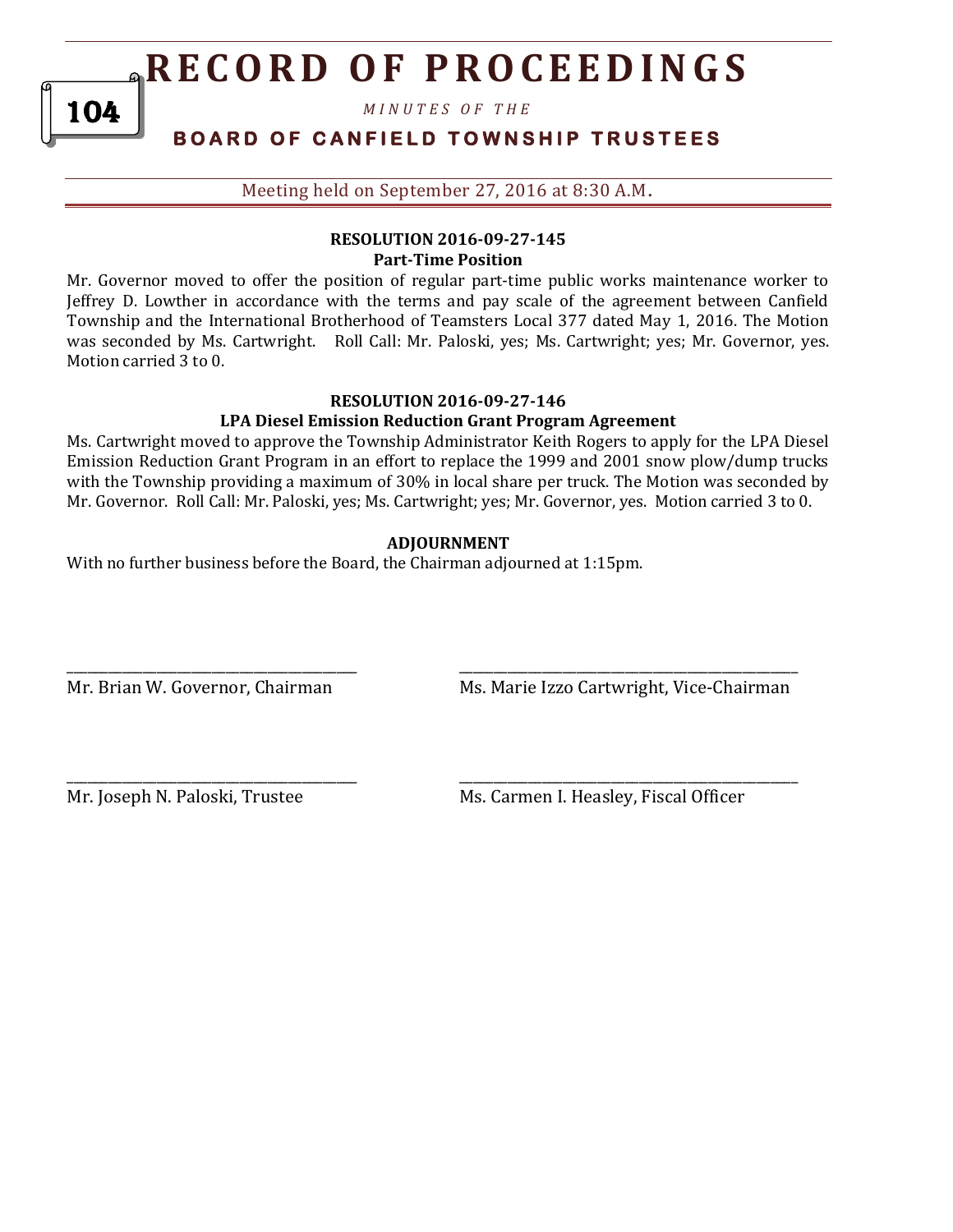**RESOLUTION 2016-09-27-145**
**Part-Time Position**

Mr. Governor moved to offer the position of regular part-time public works maintenance worker to Jeffrey D. Lowther in accordance with the terms and pay scale of the agreement between Canfield Township and the International Brotherhood of Teamsters Local 377 dated May 1, 2016. The Motion was seconded by Ms. Cartwright. Roll Call: Mr. Paloski, yes; Ms. Cartwright; yes; Mr. Governor, yes. Motion carried 3 to 0.

**RESOLUTION 2016-09-27-146**
**LPA Diesel Emission Reduction Grant Program Agreement**

Ms. Cartwright moved to approve the Township Administrator Keith Rogers to apply for the LPA Diesel Emission Reduction Grant Program in an effort to replace the 1999 and 2001 snow plow/dump trucks with the Township providing a maximum of 30% in local share per truck. The Motion was seconded by Mr. Governor. Roll Call: Mr. Paloski, yes; Ms. Cartwright; yes; Mr. Governor, yes. Motion carried 3 to 0.

**ADJOURNMENT**

With no further business before the Board, the Chairman adjourned at 1:15pm.

\_\_\_\_\_\_\_\_\_\_\_\_\_\_\_\_\_\_\_\_\_\_\_\_\_\_\_\_\_\_\_\_\_\_\_\_\_\_
Mr. Brian W. Governor, Chairman

\_\_\_\_\_\_\_\_\_\_\_\_\_\_\_\_\_\_\_\_\_\_\_\_\_\_\_\_\_\_\_\_\_\_\_\_\_\_
Ms. Marie Izzo Cartwright, Vice-Chairman

\_\_\_\_\_\_\_\_\_\_\_\_\_\_\_\_\_\_\_\_\_\_\_\_\_\_\_\_\_\_\_\_\_\_\_\_\_\_
Mr. Joseph N. Paloski, Trustee

\_\_\_\_\_\_\_\_\_\_\_\_\_\_\_\_\_\_\_\_\_\_\_\_\_\_\_\_\_\_\_\_\_\_\_\_\_\_
Ms. Carmen I. Heasley, Fiscal Officer